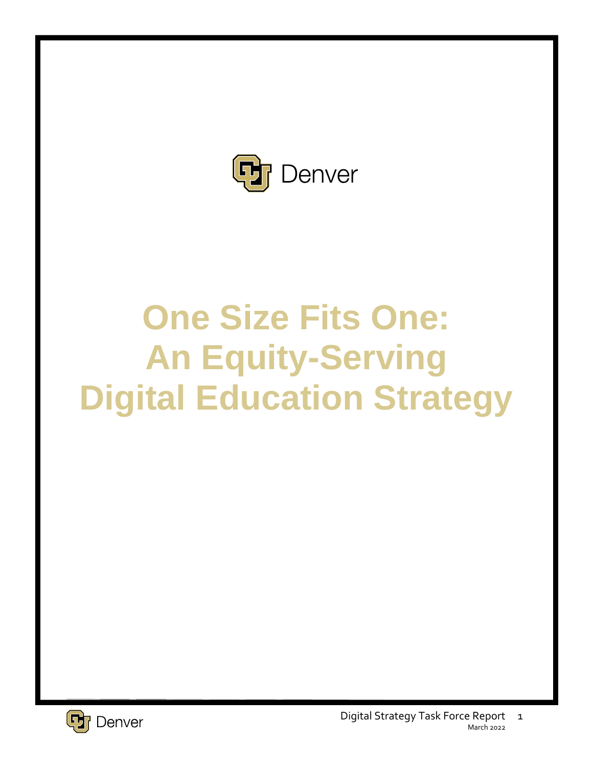Denver

# One Size Fits One: An Equity-Serving Digital Education Strategy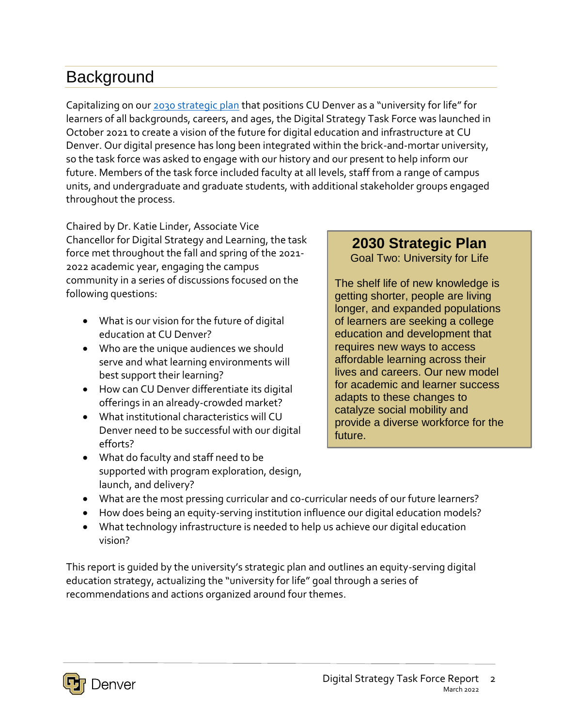# Background

Capitalizing on our [2030 strategic plan] that positions CU Denver as a "university for life" for learners of all backgrounds, careers, and ages, the Digital Strategy Task Force was launched in October 2021 to create a vision of the future for digital education and infrastructure at CU Denver. Our digital presence has long been integrated within the brick-and-mortar university, so the task force was asked to engage with our history and our present to help inform our future. Members of the task force included faculty at all levels, staff from a range of campus units, and undergraduate and graduate students, with additional stakeholder groups engaged throughout the process.

Chaired by Dr. Katie Linder, Associate Vice Chancellor for Digital Strategy and Learning, the task force met throughout the fall and spring of the 2021-2022 academic year, engaging the campus community in a series of discussions focused on the following questions:

- What is our vision for the future of digital education at CU Denver?
- Who are the unique audiences we should serve and what learning environments will best support their learning?
- How can CU Denver differentiate its digital offerings in an already-crowded market?
- What institutional characteristics will CU Denver need to be successful with our digital efforts?
- What do faculty and staff need to be supported with program exploration, design, launch, and delivery?
- What are the most pressing curricular and co-curricular needs of our future learners?
- How does being an equity-serving institution influence our digital education models?
- What technology infrastructure is needed to help us achieve our digital education vision?

> **2030 Strategic Plan**
> Goal Two: University for Life
>
> The shelf life of new knowledge is getting shorter, people are living longer, and expanded populations of learners are seeking a college education and development that requires new ways to access affordable learning across their lives and careers. Our new model for academic and learner success adapts to these changes to catalyze social mobility and provide a diverse workforce for the future.

This report is guided by the university's strategic plan and outlines an equity-serving digital education strategy, actualizing the "university for life" goal through a series of recommendations and actions organized around four themes.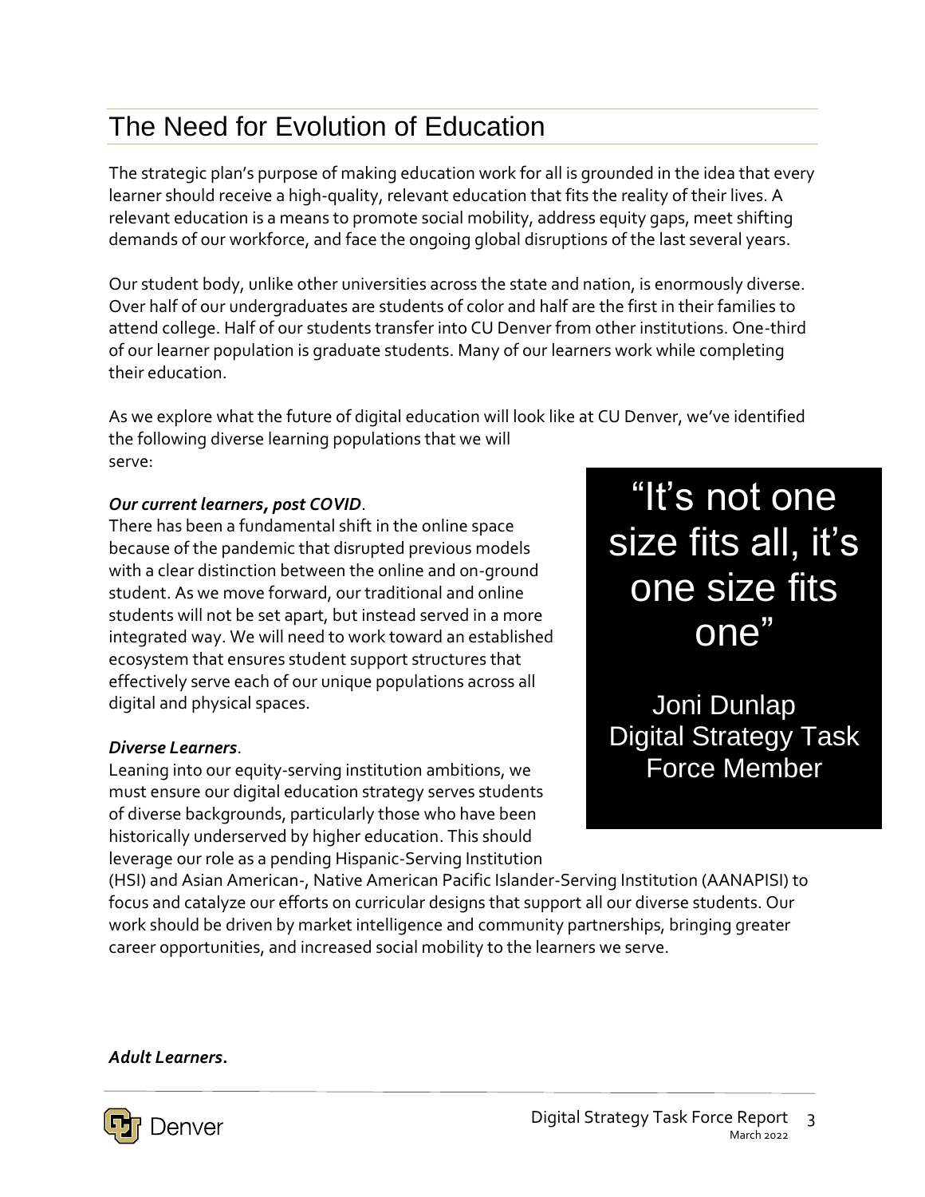## The Need for Evolution of Education

The strategic plan's purpose of making education work for all is grounded in the idea that every learner should receive a high-quality, relevant education that fits the reality of their lives. A relevant education is a means to promote social mobility, address equity gaps, meet shifting demands of our workforce, and face the ongoing global disruptions of the last several years.

Our student body, unlike other universities across the state and nation, is enormously diverse. Over half of our undergraduates are students of color and half are the first in their families to attend college. Half of our students transfer into CU Denver from other institutions. One-third of our learner population is graduate students. Many of our learners work while completing their education.

As we explore what the future of digital education will look like at CU Denver, we've identified the following diverse learning populations that we will serve:

> "It's not one size fits all, it's one size fits one"
>
> Joni Dunlap
> Digital Strategy Task Force Member

***Our current learners, post COVID***.
There has been a fundamental shift in the online space because of the pandemic that disrupted previous models with a clear distinction between the online and on-ground student. As we move forward, our traditional and online students will not be set apart, but instead served in a more integrated way. We will need to work toward an established ecosystem that ensures student support structures that effectively serve each of our unique populations across all digital and physical spaces.

***Diverse Learners***.
Leaning into our equity-serving institution ambitions, we must ensure our digital education strategy serves students of diverse backgrounds, particularly those who have been historically underserved by higher education. This should leverage our role as a pending Hispanic-Serving Institution (HSI) and Asian American-, Native American Pacific Islander-Serving Institution (AANAPISI) to focus and catalyze our efforts on curricular designs that support all our diverse students. Our work should be driven by market intelligence and community partnerships, bringing greater career opportunities, and increased social mobility to the learners we serve.

***Adult Learners***.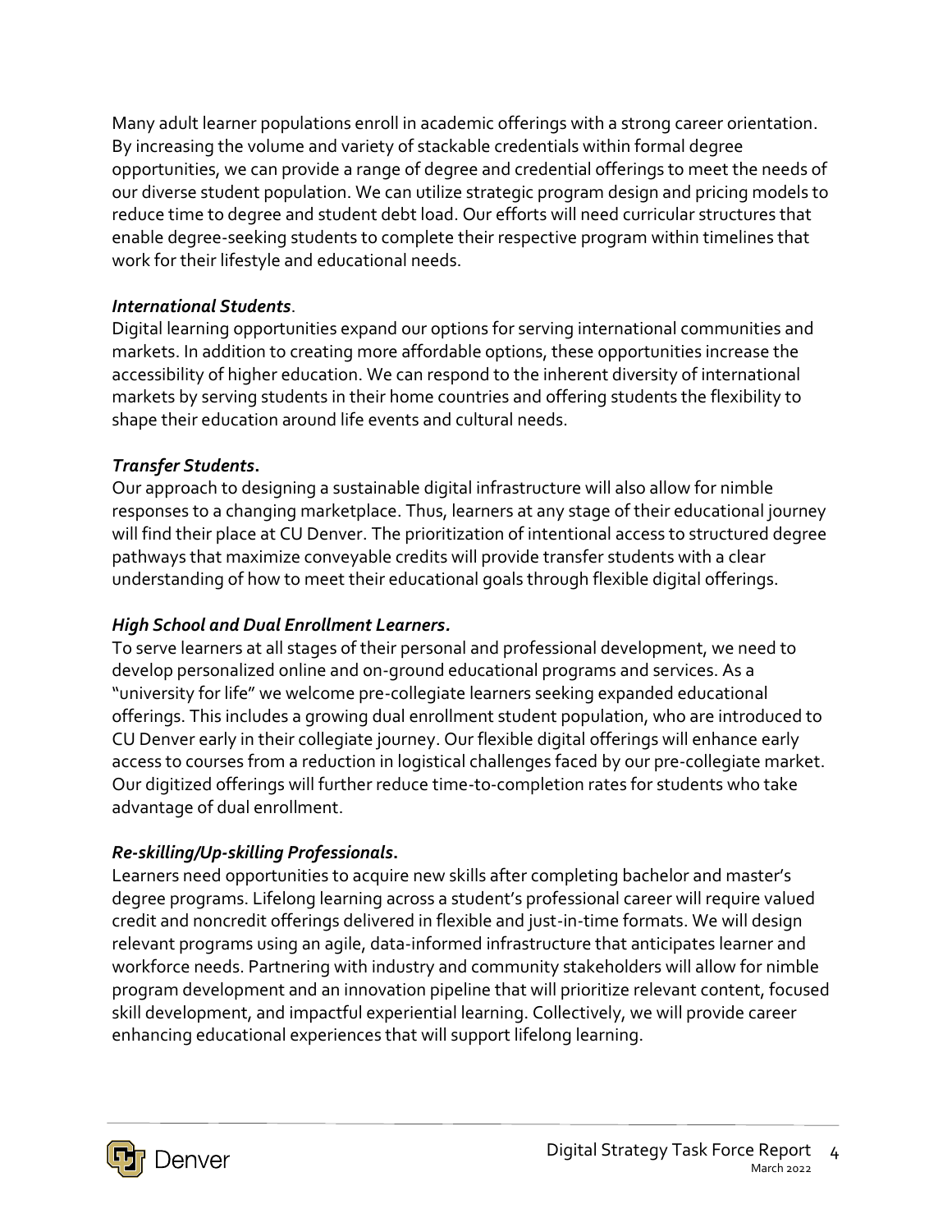Many adult learner populations enroll in academic offerings with a strong career orientation. By increasing the volume and variety of stackable credentials within formal degree opportunities, we can provide a range of degree and credential offerings to meet the needs of our diverse student population. We can utilize strategic program design and pricing models to reduce time to degree and student debt load. Our efforts will need curricular structures that enable degree-seeking students to complete their respective program within timelines that work for their lifestyle and educational needs.

***International Students*.**

Digital learning opportunities expand our options for serving international communities and markets. In addition to creating more affordable options, these opportunities increase the accessibility of higher education. We can respond to the inherent diversity of international markets by serving students in their home countries and offering students the flexibility to shape their education around life events and cultural needs.

***Transfer Students*.**

Our approach to designing a sustainable digital infrastructure will also allow for nimble responses to a changing marketplace. Thus, learners at any stage of their educational journey will find their place at CU Denver. The prioritization of intentional access to structured degree pathways that maximize conveyable credits will provide transfer students with a clear understanding of how to meet their educational goals through flexible digital offerings.

***High School and Dual Enrollment Learners.***

To serve learners at all stages of their personal and professional development, we need to develop personalized online and on-ground educational programs and services. As a "university for life" we welcome pre-collegiate learners seeking expanded educational offerings. This includes a growing dual enrollment student population, who are introduced to CU Denver early in their collegiate journey. Our flexible digital offerings will enhance early access to courses from a reduction in logistical challenges faced by our pre-collegiate market. Our digitized offerings will further reduce time-to-completion rates for students who take advantage of dual enrollment.

***Re-skilling/Up-skilling Professionals*.**

Learners need opportunities to acquire new skills after completing bachelor and master's degree programs. Lifelong learning across a student's professional career will require valued credit and noncredit offerings delivered in flexible and just-in-time formats. We will design relevant programs using an agile, data-informed infrastructure that anticipates learner and workforce needs. Partnering with industry and community stakeholders will allow for nimble program development and an innovation pipeline that will prioritize relevant content, focused skill development, and impactful experiential learning. Collectively, we will provide career enhancing educational experiences that will support lifelong learning.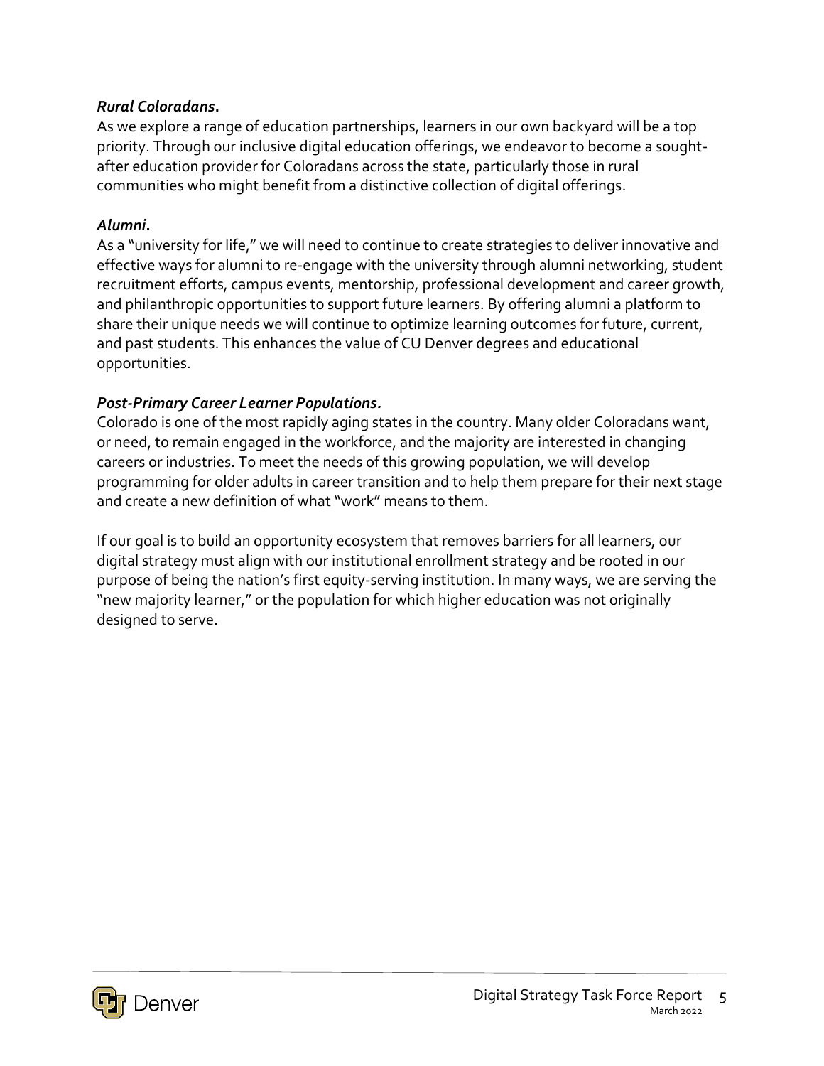***Rural Coloradans.***

As we explore a range of education partnerships, learners in our own backyard will be a top priority. Through our inclusive digital education offerings, we endeavor to become a sought-after education provider for Coloradans across the state, particularly those in rural communities who might benefit from a distinctive collection of digital offerings.

***Alumni.***

As a "university for life," we will need to continue to create strategies to deliver innovative and effective ways for alumni to re-engage with the university through alumni networking, student recruitment efforts, campus events, mentorship, professional development and career growth, and philanthropic opportunities to support future learners. By offering alumni a platform to share their unique needs we will continue to optimize learning outcomes for future, current, and past students. This enhances the value of CU Denver degrees and educational opportunities.

***Post-Primary Career Learner Populations.***

Colorado is one of the most rapidly aging states in the country. Many older Coloradans want, or need, to remain engaged in the workforce, and the majority are interested in changing careers or industries. To meet the needs of this growing population, we will develop programming for older adults in career transition and to help them prepare for their next stage and create a new definition of what "work" means to them.

If our goal is to build an opportunity ecosystem that removes barriers for all learners, our digital strategy must align with our institutional enrollment strategy and be rooted in our purpose of being the nation's first equity-serving institution. In many ways, we are serving the "new majority learner," or the population for which higher education was not originally designed to serve.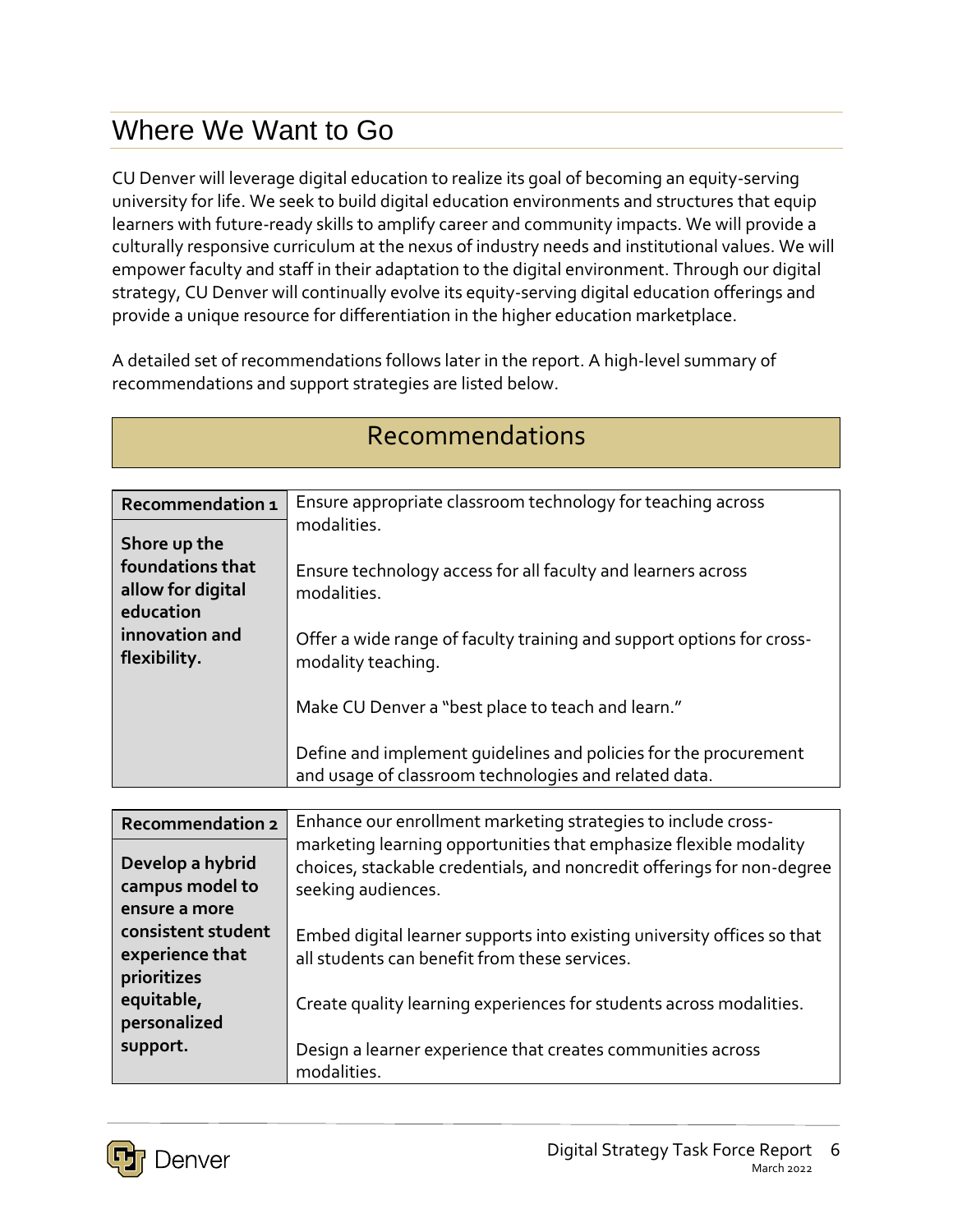# Where We Want to Go

CU Denver will leverage digital education to realize its goal of becoming an equity-serving university for life. We seek to build digital education environments and structures that equip learners with future-ready skills to amplify career and community impacts. We will provide a culturally responsive curriculum at the nexus of industry needs and institutional values. We will empower faculty and staff in their adaptation to the digital environment. Through our digital strategy, CU Denver will continually evolve its equity-serving digital education offerings and provide a unique resource for differentiation in the higher education marketplace.

A detailed set of recommendations follows later in the report. A high-level summary of recommendations and support strategies are listed below.

## Recommendations

| **Recommendation 1** <br><br> **Shore up the foundations that allow for digital education innovation and flexibility.** | Ensure appropriate classroom technology for teaching across modalities. <br><br> Ensure technology access for all faculty and learners across modalities. <br><br> Offer a wide range of faculty training and support options for cross-modality teaching. <br><br> Make CU Denver a "best place to teach and learn." <br><br> Define and implement guidelines and policies for the procurement and usage of classroom technologies and related data. |
|---|---|

| **Recommendation 2** <br><br> **Develop a hybrid campus model to ensure a more consistent student experience that prioritizes equitable, personalized support.** | Enhance our enrollment marketing strategies to include cross-marketing learning opportunities that emphasize flexible modality choices, stackable credentials, and noncredit offerings for non-degree seeking audiences. <br><br> Embed digital learner supports into existing university offices so that all students can benefit from these services. <br><br> Create quality learning experiences for students across modalities. <br><br> Design a learner experience that creates communities across modalities. |
|---|---|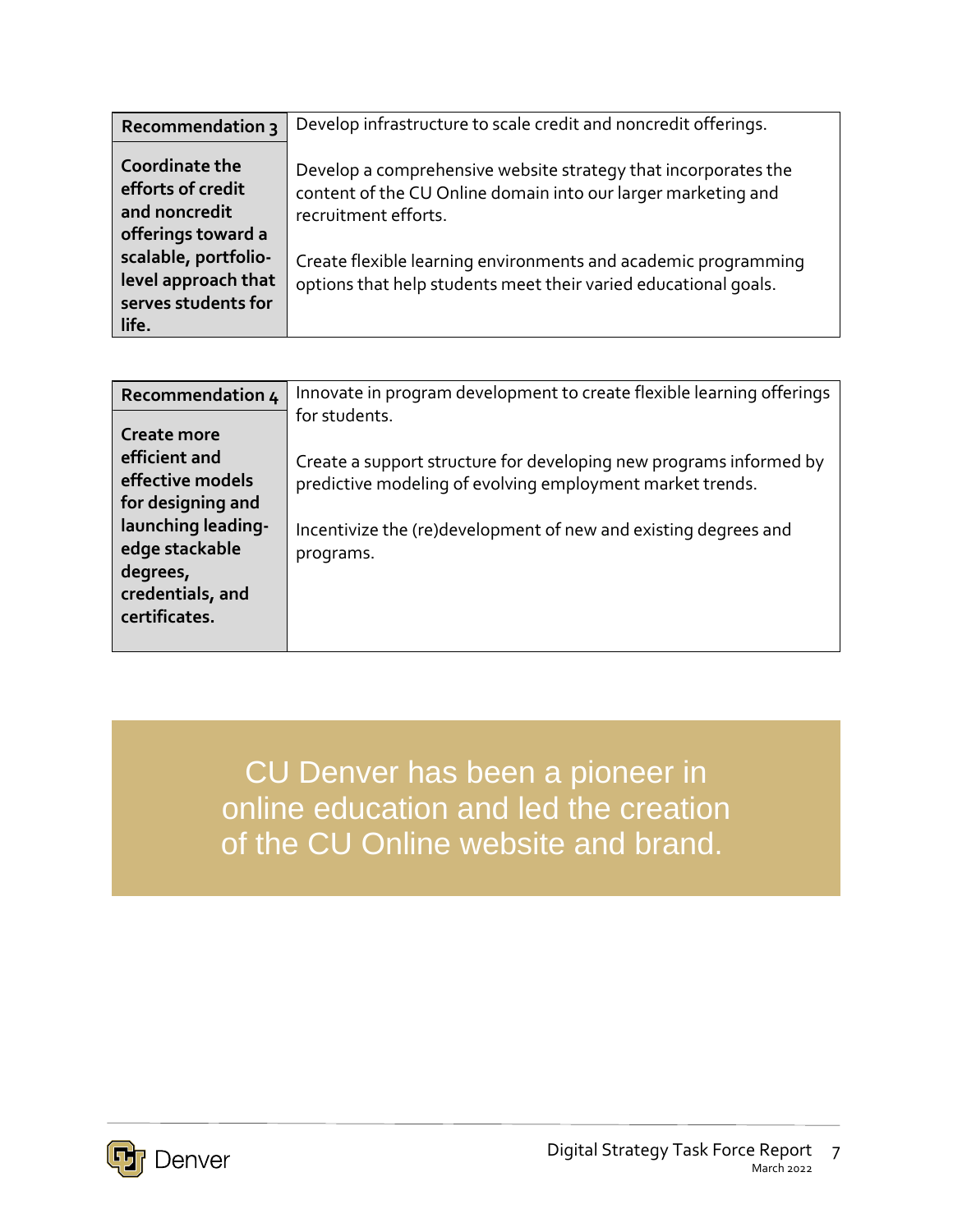| Recommendation 3 | Develop infrastructure to scale credit and noncredit offerings. |
| --- | --- |
| **Coordinate the efforts of credit and noncredit offerings toward a scalable, portfolio-level approach that serves students for life.** | Develop a comprehensive website strategy that incorporates the content of the CU Online domain into our larger marketing and recruitment efforts.<br><br>Create flexible learning environments and academic programming options that help students meet their varied educational goals. |

| Recommendation 4 | Innovate in program development to create flexible learning offerings for students. |
| --- | --- |
| **Create more efficient and effective models for designing and launching leading-edge stackable degrees, credentials, and certificates.** | Create a support structure for developing new programs informed by predictive modeling of evolving employment market trends.<br><br>Incentivize the (re)development of new and existing degrees and programs. |

> CU Denver has been a pioneer in online education and led the creation of the CU Online website and brand.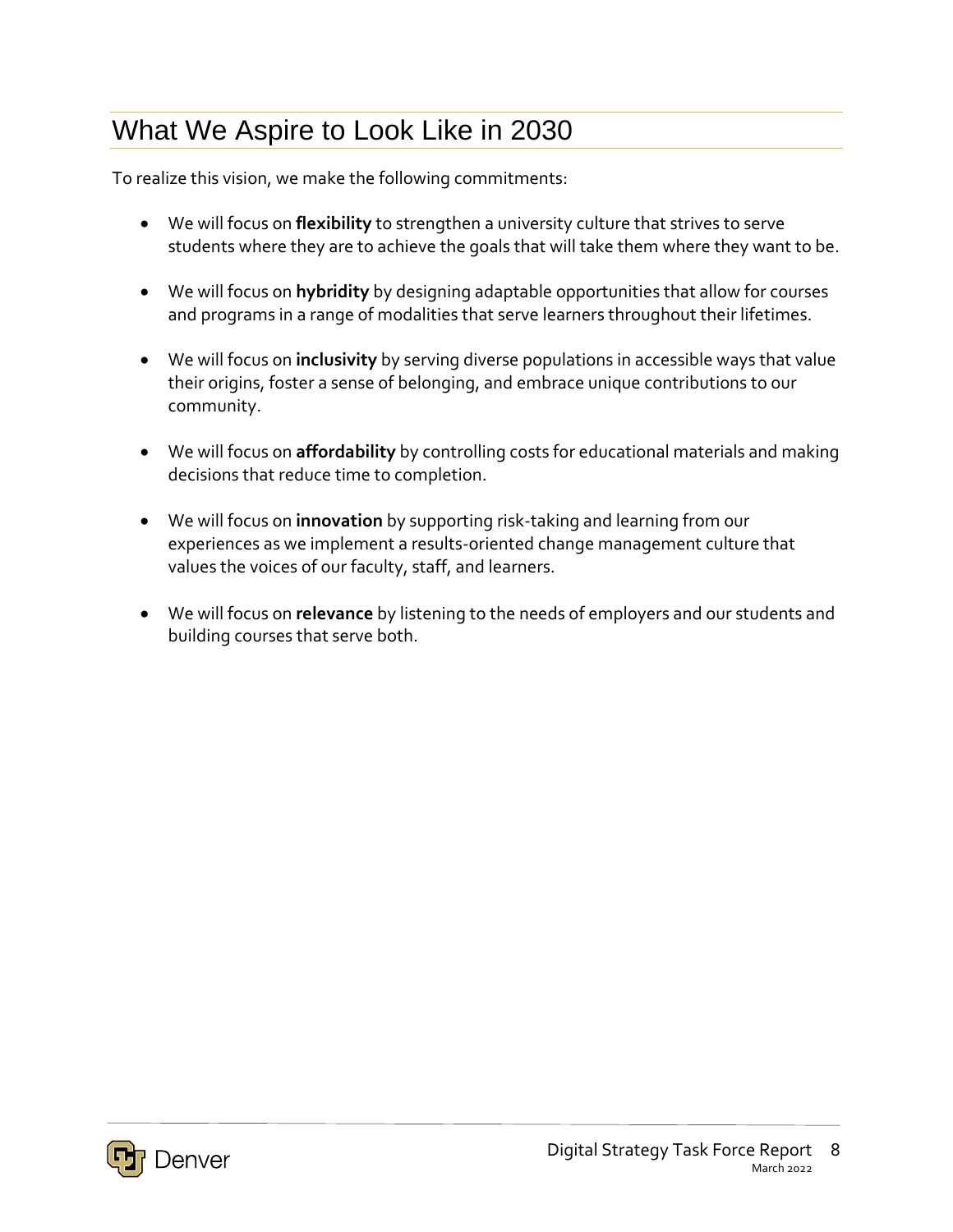# What We Aspire to Look Like in 2030

To realize this vision, we make the following commitments:

- We will focus on **flexibility** to strengthen a university culture that strives to serve students where they are to achieve the goals that will take them where they want to be.
- We will focus on **hybridity** by designing adaptable opportunities that allow for courses and programs in a range of modalities that serve learners throughout their lifetimes.
- We will focus on **inclusivity** by serving diverse populations in accessible ways that value their origins, foster a sense of belonging, and embrace unique contributions to our community.
- We will focus on **affordability** by controlling costs for educational materials and making decisions that reduce time to completion.
- We will focus on **innovation** by supporting risk-taking and learning from our experiences as we implement a results-oriented change management culture that values the voices of our faculty, staff, and learners.
- We will focus on **relevance** by listening to the needs of employers and our students and building courses that serve both.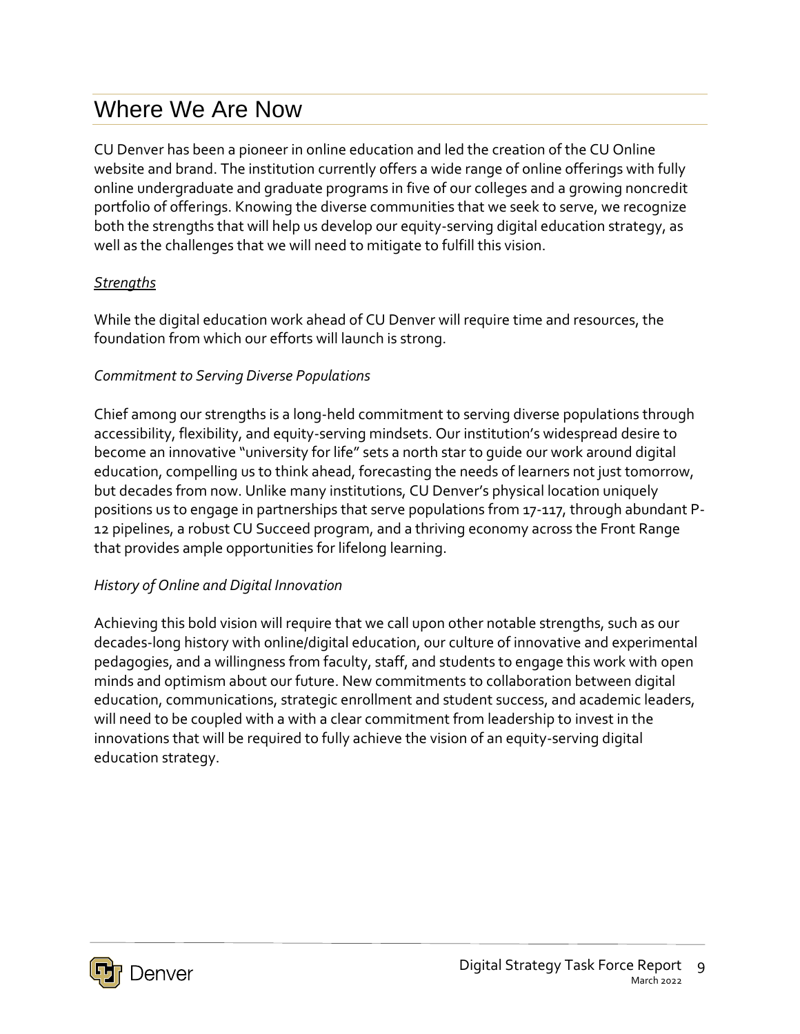# Where We Are Now

CU Denver has been a pioneer in online education and led the creation of the CU Online website and brand. The institution currently offers a wide range of online offerings with fully online undergraduate and graduate programs in five of our colleges and a growing noncredit portfolio of offerings. Knowing the diverse communities that we seek to serve, we recognize both the strengths that will help us develop our equity-serving digital education strategy, as well as the challenges that we will need to mitigate to fulfill this vision.

## *Strengths*

While the digital education work ahead of CU Denver will require time and resources, the foundation from which our efforts will launch is strong.

### *Commitment to Serving Diverse Populations*

Chief among our strengths is a long-held commitment to serving diverse populations through accessibility, flexibility, and equity-serving mindsets. Our institution's widespread desire to become an innovative "university for life" sets a north star to guide our work around digital education, compelling us to think ahead, forecasting the needs of learners not just tomorrow, but decades from now. Unlike many institutions, CU Denver's physical location uniquely positions us to engage in partnerships that serve populations from 17-117, through abundant P-12 pipelines, a robust CU Succeed program, and a thriving economy across the Front Range that provides ample opportunities for lifelong learning.

### *History of Online and Digital Innovation*

Achieving this bold vision will require that we call upon other notable strengths, such as our decades-long history with online/digital education, our culture of innovative and experimental pedagogies, and a willingness from faculty, staff, and students to engage this work with open minds and optimism about our future. New commitments to collaboration between digital education, communications, strategic enrollment and student success, and academic leaders, will need to be coupled with a with a clear commitment from leadership to invest in the innovations that will be required to fully achieve the vision of an equity-serving digital education strategy.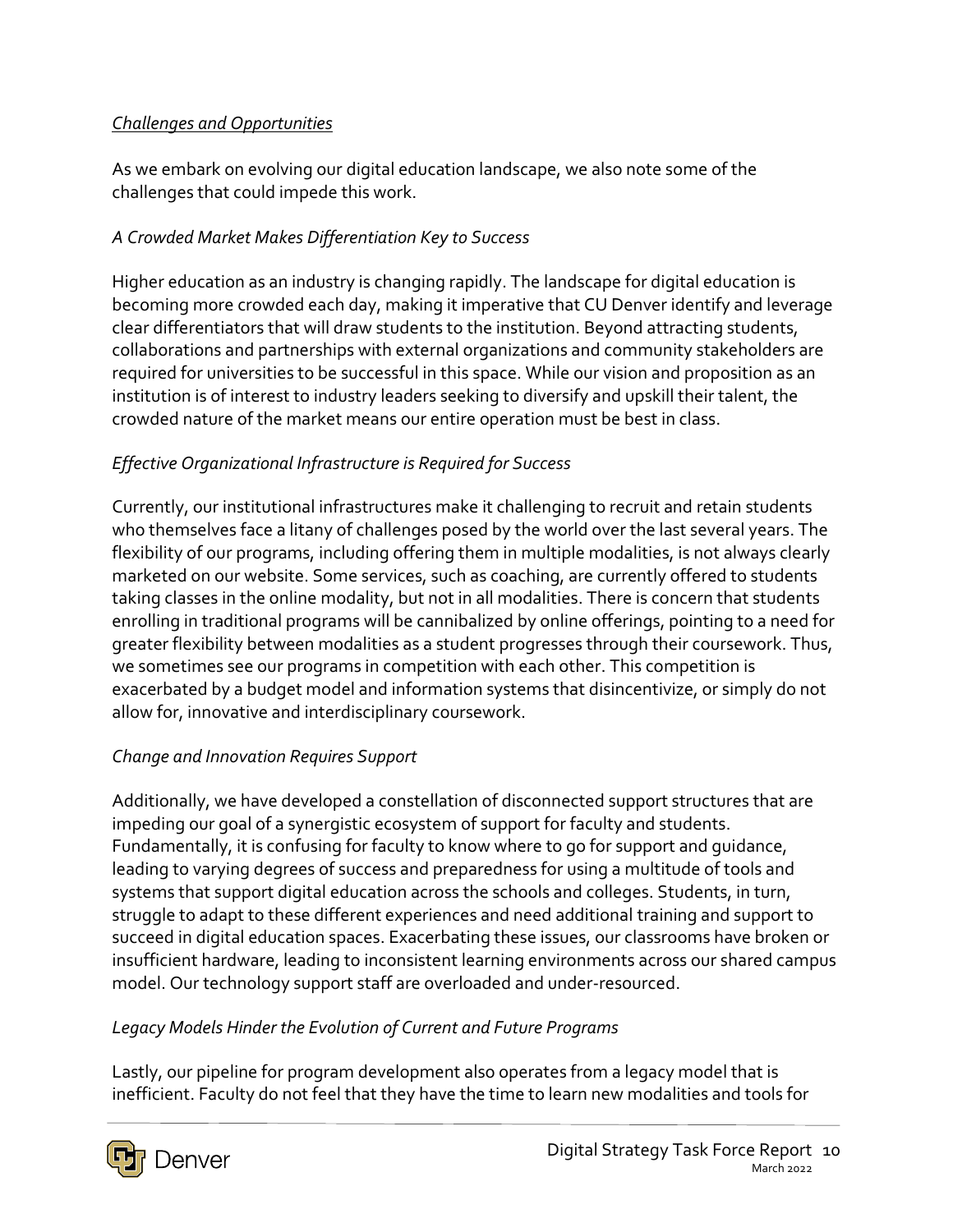*Challenges and Opportunities*

As we embark on evolving our digital education landscape, we also note some of the challenges that could impede this work.

*A Crowded Market Makes Differentiation Key to Success*

Higher education as an industry is changing rapidly. The landscape for digital education is becoming more crowded each day, making it imperative that CU Denver identify and leverage clear differentiators that will draw students to the institution. Beyond attracting students, collaborations and partnerships with external organizations and community stakeholders are required for universities to be successful in this space. While our vision and proposition as an institution is of interest to industry leaders seeking to diversify and upskill their talent, the crowded nature of the market means our entire operation must be best in class.

*Effective Organizational Infrastructure is Required for Success*

Currently, our institutional infrastructures make it challenging to recruit and retain students who themselves face a litany of challenges posed by the world over the last several years. The flexibility of our programs, including offering them in multiple modalities, is not always clearly marketed on our website. Some services, such as coaching, are currently offered to students taking classes in the online modality, but not in all modalities. There is concern that students enrolling in traditional programs will be cannibalized by online offerings, pointing to a need for greater flexibility between modalities as a student progresses through their coursework. Thus, we sometimes see our programs in competition with each other. This competition is exacerbated by a budget model and information systems that disincentivize, or simply do not allow for, innovative and interdisciplinary coursework.

*Change and Innovation Requires Support*

Additionally, we have developed a constellation of disconnected support structures that are impeding our goal of a synergistic ecosystem of support for faculty and students. Fundamentally, it is confusing for faculty to know where to go for support and guidance, leading to varying degrees of success and preparedness for using a multitude of tools and systems that support digital education across the schools and colleges. Students, in turn, struggle to adapt to these different experiences and need additional training and support to succeed in digital education spaces. Exacerbating these issues, our classrooms have broken or insufficient hardware, leading to inconsistent learning environments across our shared campus model. Our technology support staff are overloaded and under-resourced.

*Legacy Models Hinder the Evolution of Current and Future Programs*

Lastly, our pipeline for program development also operates from a legacy model that is inefficient. Faculty do not feel that they have the time to learn new modalities and tools for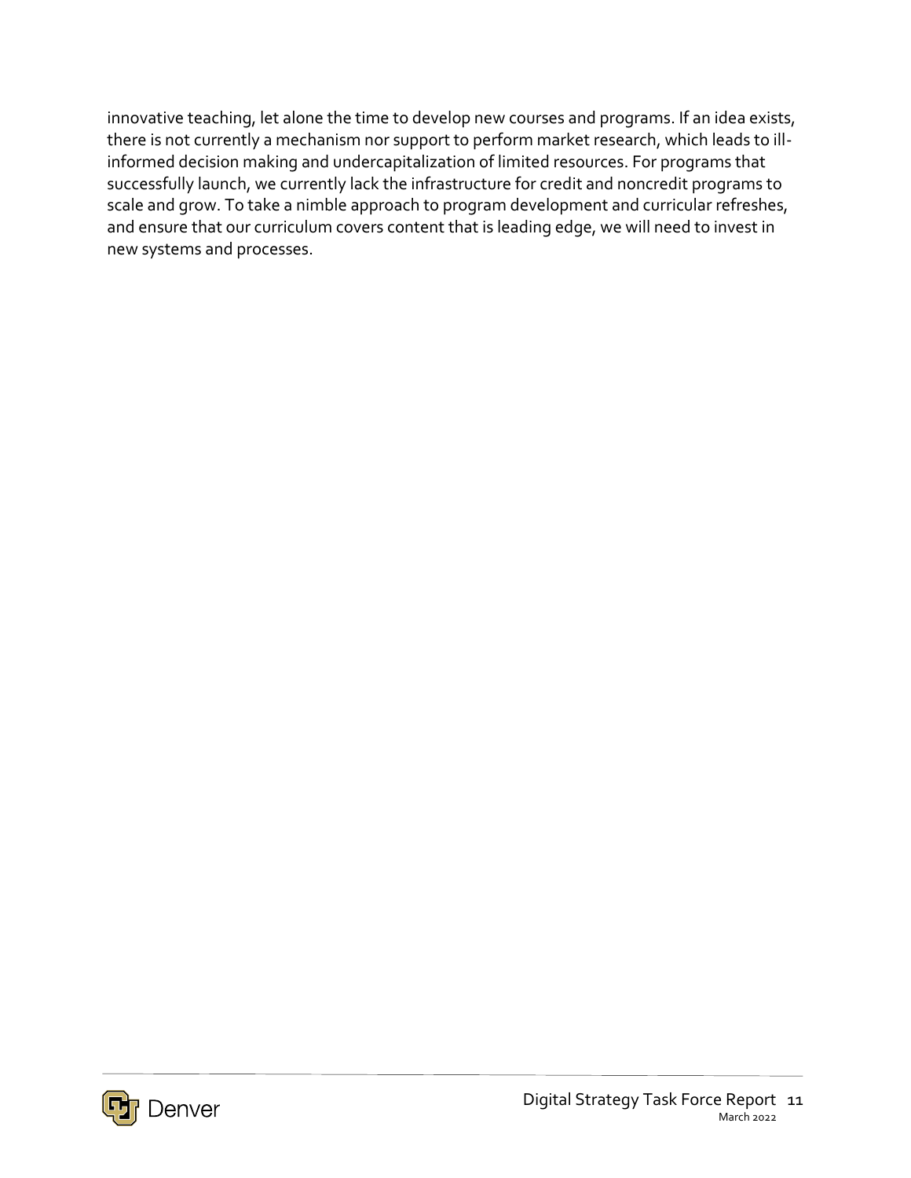innovative teaching, let alone the time to develop new courses and programs. If an idea exists, there is not currently a mechanism nor support to perform market research, which leads to ill-informed decision making and undercapitalization of limited resources. For programs that successfully launch, we currently lack the infrastructure for credit and noncredit programs to scale and grow. To take a nimble approach to program development and curricular refreshes, and ensure that our curriculum covers content that is leading edge, we will need to invest in new systems and processes.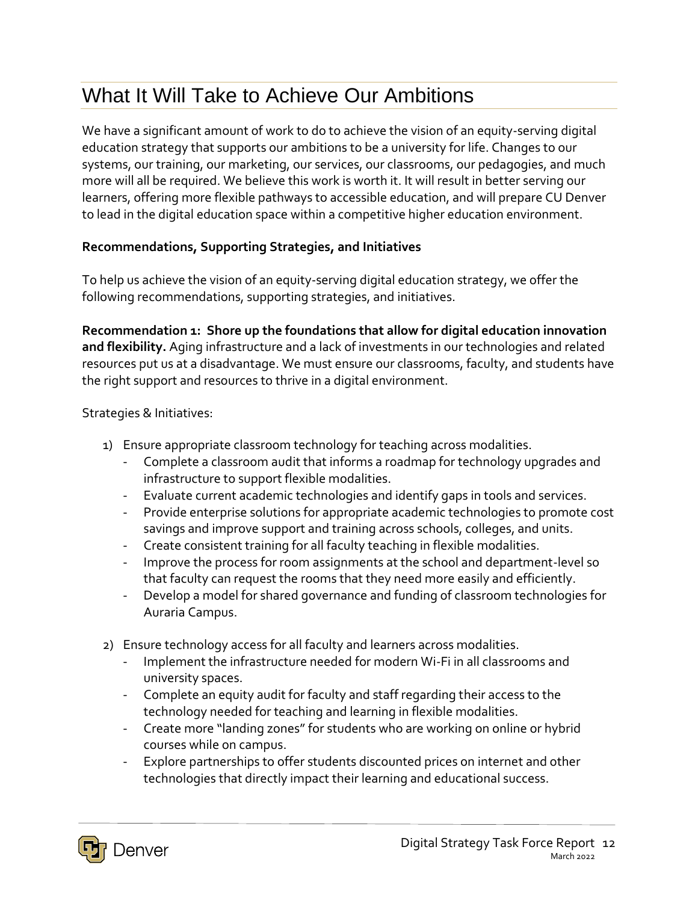# What It Will Take to Achieve Our Ambitions

We have a significant amount of work to do to achieve the vision of an equity-serving digital education strategy that supports our ambitions to be a university for life. Changes to our systems, our training, our marketing, our services, our classrooms, our pedagogies, and much more will all be required. We believe this work is worth it. It will result in better serving our learners, offering more flexible pathways to accessible education, and will prepare CU Denver to lead in the digital education space within a competitive higher education environment.

**Recommendations, Supporting Strategies, and Initiatives**

To help us achieve the vision of an equity-serving digital education strategy, we offer the following recommendations, supporting strategies, and initiatives.

**Recommendation 1: Shore up the foundations that allow for digital education innovation and flexibility.** Aging infrastructure and a lack of investments in our technologies and related resources put us at a disadvantage. We must ensure our classrooms, faculty, and students have the right support and resources to thrive in a digital environment.

Strategies & Initiatives:

1) Ensure appropriate classroom technology for teaching across modalities.
    - Complete a classroom audit that informs a roadmap for technology upgrades and infrastructure to support flexible modalities.
    - Evaluate current academic technologies and identify gaps in tools and services.
    - Provide enterprise solutions for appropriate academic technologies to promote cost savings and improve support and training across schools, colleges, and units.
    - Create consistent training for all faculty teaching in flexible modalities.
    - Improve the process for room assignments at the school and department-level so that faculty can request the rooms that they need more easily and efficiently.
    - Develop a model for shared governance and funding of classroom technologies for Auraria Campus.

2) Ensure technology access for all faculty and learners across modalities.
    - Implement the infrastructure needed for modern Wi-Fi in all classrooms and university spaces.
    - Complete an equity audit for faculty and staff regarding their access to the technology needed for teaching and learning in flexible modalities.
    - Create more "landing zones" for students who are working on online or hybrid courses while on campus.
    - Explore partnerships to offer students discounted prices on internet and other technologies that directly impact their learning and educational success.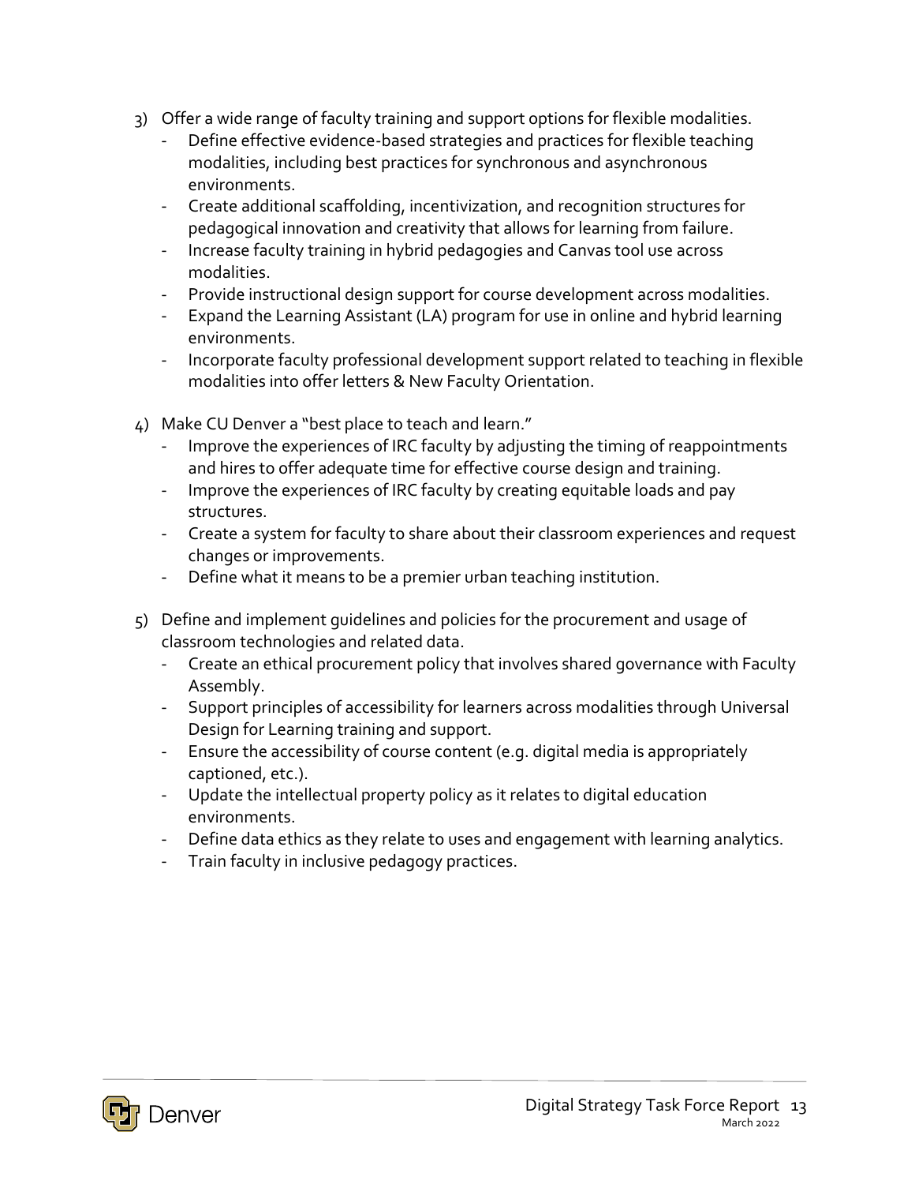3) Offer a wide range of faculty training and support options for flexible modalities.
   - Define effective evidence-based strategies and practices for flexible teaching modalities, including best practices for synchronous and asynchronous environments.
   - Create additional scaffolding, incentivization, and recognition structures for pedagogical innovation and creativity that allows for learning from failure.
   - Increase faculty training in hybrid pedagogies and Canvas tool use across modalities.
   - Provide instructional design support for course development across modalities.
   - Expand the Learning Assistant (LA) program for use in online and hybrid learning environments.
   - Incorporate faculty professional development support related to teaching in flexible modalities into offer letters & New Faculty Orientation.

4) Make CU Denver a "best place to teach and learn."
   - Improve the experiences of IRC faculty by adjusting the timing of reappointments and hires to offer adequate time for effective course design and training.
   - Improve the experiences of IRC faculty by creating equitable loads and pay structures.
   - Create a system for faculty to share about their classroom experiences and request changes or improvements.
   - Define what it means to be a premier urban teaching institution.

5) Define and implement guidelines and policies for the procurement and usage of classroom technologies and related data.
   - Create an ethical procurement policy that involves shared governance with Faculty Assembly.
   - Support principles of accessibility for learners across modalities through Universal Design for Learning training and support.
   - Ensure the accessibility of course content (e.g. digital media is appropriately captioned, etc.).
   - Update the intellectual property policy as it relates to digital education environments.
   - Define data ethics as they relate to uses and engagement with learning analytics.
   - Train faculty in inclusive pedagogy practices.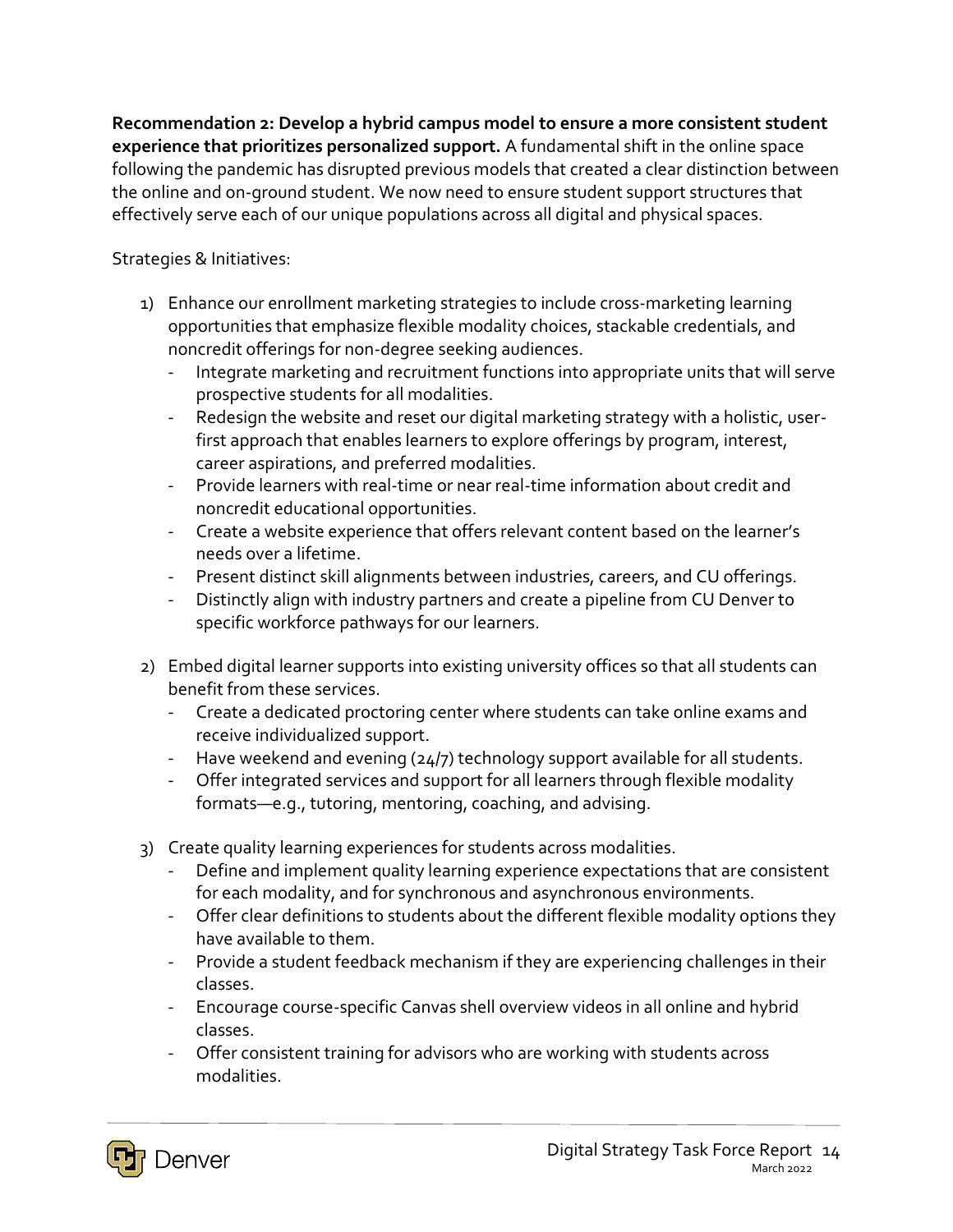**Recommendation 2: Develop a hybrid campus model to ensure a more consistent student experience that prioritizes personalized support.** A fundamental shift in the online space following the pandemic has disrupted previous models that created a clear distinction between the online and on-ground student. We now need to ensure student support structures that effectively serve each of our unique populations across all digital and physical spaces.

Strategies & Initiatives:

1) Enhance our enrollment marketing strategies to include cross-marketing learning opportunities that emphasize flexible modality choices, stackable credentials, and noncredit offerings for non-degree seeking audiences.
   - Integrate marketing and recruitment functions into appropriate units that will serve prospective students for all modalities.
   - Redesign the website and reset our digital marketing strategy with a holistic, user-first approach that enables learners to explore offerings by program, interest, career aspirations, and preferred modalities.
   - Provide learners with real-time or near real-time information about credit and noncredit educational opportunities.
   - Create a website experience that offers relevant content based on the learner's needs over a lifetime.
   - Present distinct skill alignments between industries, careers, and CU offerings.
   - Distinctly align with industry partners and create a pipeline from CU Denver to specific workforce pathways for our learners.

2) Embed digital learner supports into existing university offices so that all students can benefit from these services.
   - Create a dedicated proctoring center where students can take online exams and receive individualized support.
   - Have weekend and evening (24/7) technology support available for all students.
   - Offer integrated services and support for all learners through flexible modality formats—e.g., tutoring, mentoring, coaching, and advising.

3) Create quality learning experiences for students across modalities.
   - Define and implement quality learning experience expectations that are consistent for each modality, and for synchronous and asynchronous environments.
   - Offer clear definitions to students about the different flexible modality options they have available to them.
   - Provide a student feedback mechanism if they are experiencing challenges in their classes.
   - Encourage course-specific Canvas shell overview videos in all online and hybrid classes.
   - Offer consistent training for advisors who are working with students across modalities.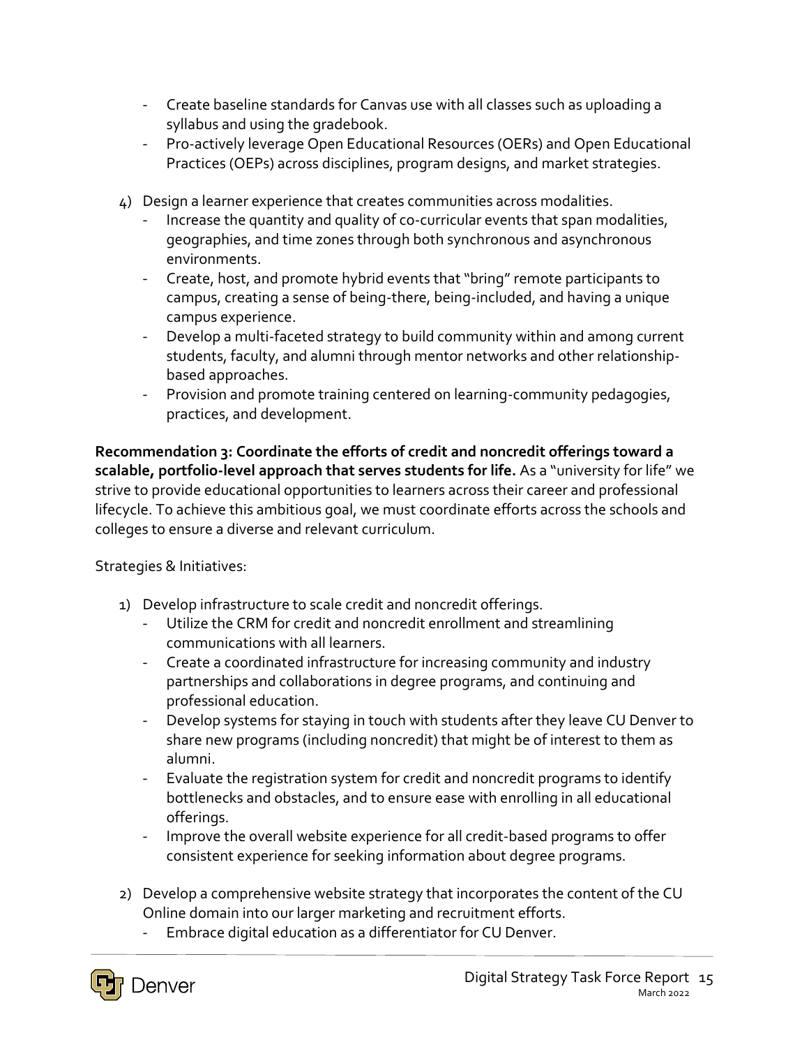- Create baseline standards for Canvas use with all classes such as uploading a syllabus and using the gradebook.
- Pro-actively leverage Open Educational Resources (OERs) and Open Educational Practices (OEPs) across disciplines, program designs, and market strategies.

4) Design a learner experience that creates communities across modalities.
   - Increase the quantity and quality of co-curricular events that span modalities, geographies, and time zones through both synchronous and asynchronous environments.
   - Create, host, and promote hybrid events that "bring" remote participants to campus, creating a sense of being-there, being-included, and having a unique campus experience.
   - Develop a multi-faceted strategy to build community within and among current students, faculty, and alumni through mentor networks and other relationship-based approaches.
   - Provision and promote training centered on learning-community pedagogies, practices, and development.

**Recommendation 3: Coordinate the efforts of credit and noncredit offerings toward a scalable, portfolio-level approach that serves students for life.** As a "university for life" we strive to provide educational opportunities to learners across their career and professional lifecycle. To achieve this ambitious goal, we must coordinate efforts across the schools and colleges to ensure a diverse and relevant curriculum.

Strategies & Initiatives:

1) Develop infrastructure to scale credit and noncredit offerings.
   - Utilize the CRM for credit and noncredit enrollment and streamlining communications with all learners.
   - Create a coordinated infrastructure for increasing community and industry partnerships and collaborations in degree programs, and continuing and professional education.
   - Develop systems for staying in touch with students after they leave CU Denver to share new programs (including noncredit) that might be of interest to them as alumni.
   - Evaluate the registration system for credit and noncredit programs to identify bottlenecks and obstacles, and to ensure ease with enrolling in all educational offerings.
   - Improve the overall website experience for all credit-based programs to offer consistent experience for seeking information about degree programs.

2) Develop a comprehensive website strategy that incorporates the content of the CU Online domain into our larger marketing and recruitment efforts.
   - Embrace digital education as a differentiator for CU Denver.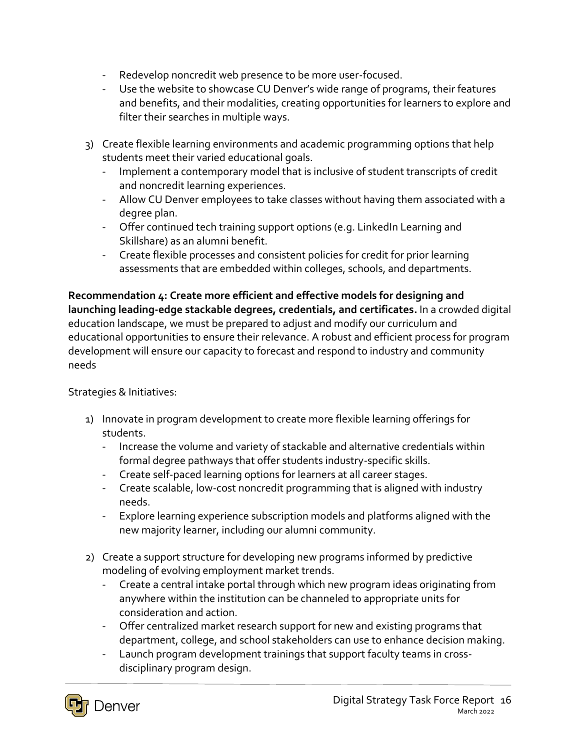- Redevelop noncredit web presence to be more user-focused.
- Use the website to showcase CU Denver's wide range of programs, their features and benefits, and their modalities, creating opportunities for learners to explore and filter their searches in multiple ways.

3) Create flexible learning environments and academic programming options that help students meet their varied educational goals.
   - Implement a contemporary model that is inclusive of student transcripts of credit and noncredit learning experiences.
   - Allow CU Denver employees to take classes without having them associated with a degree plan.
   - Offer continued tech training support options (e.g. LinkedIn Learning and Skillshare) as an alumni benefit.
   - Create flexible processes and consistent policies for credit for prior learning assessments that are embedded within colleges, schools, and departments.

**Recommendation 4: Create more efficient and effective models for designing and launching leading-edge stackable degrees, credentials, and certificates.** In a crowded digital education landscape, we must be prepared to adjust and modify our curriculum and educational opportunities to ensure their relevance. A robust and efficient process for program development will ensure our capacity to forecast and respond to industry and community needs

Strategies & Initiatives:

1) Innovate in program development to create more flexible learning offerings for students.
   - Increase the volume and variety of stackable and alternative credentials within formal degree pathways that offer students industry-specific skills.
   - Create self-paced learning options for learners at all career stages.
   - Create scalable, low-cost noncredit programming that is aligned with industry needs.
   - Explore learning experience subscription models and platforms aligned with the new majority learner, including our alumni community.

2) Create a support structure for developing new programs informed by predictive modeling of evolving employment market trends.
   - Create a central intake portal through which new program ideas originating from anywhere within the institution can be channeled to appropriate units for consideration and action.
   - Offer centralized market research support for new and existing programs that department, college, and school stakeholders can use to enhance decision making.
   - Launch program development trainings that support faculty teams in cross-disciplinary program design.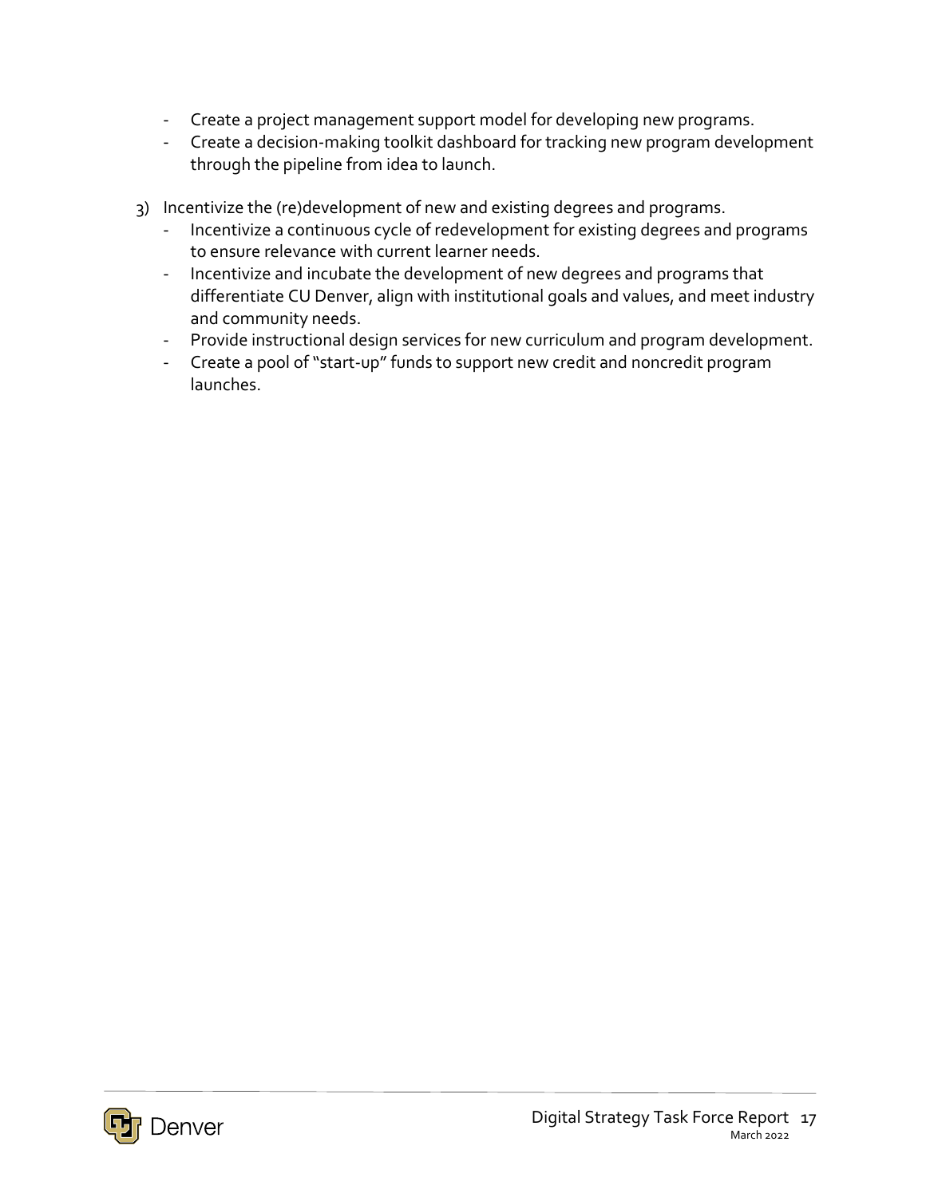- Create a project management support model for developing new programs.
- Create a decision-making toolkit dashboard for tracking new program development through the pipeline from idea to launch.

3) Incentivize the (re)development of new and existing degrees and programs.
   - Incentivize a continuous cycle of redevelopment for existing degrees and programs to ensure relevance with current learner needs.
   - Incentivize and incubate the development of new degrees and programs that differentiate CU Denver, align with institutional goals and values, and meet industry and community needs.
   - Provide instructional design services for new curriculum and program development.
   - Create a pool of "start-up" funds to support new credit and noncredit program launches.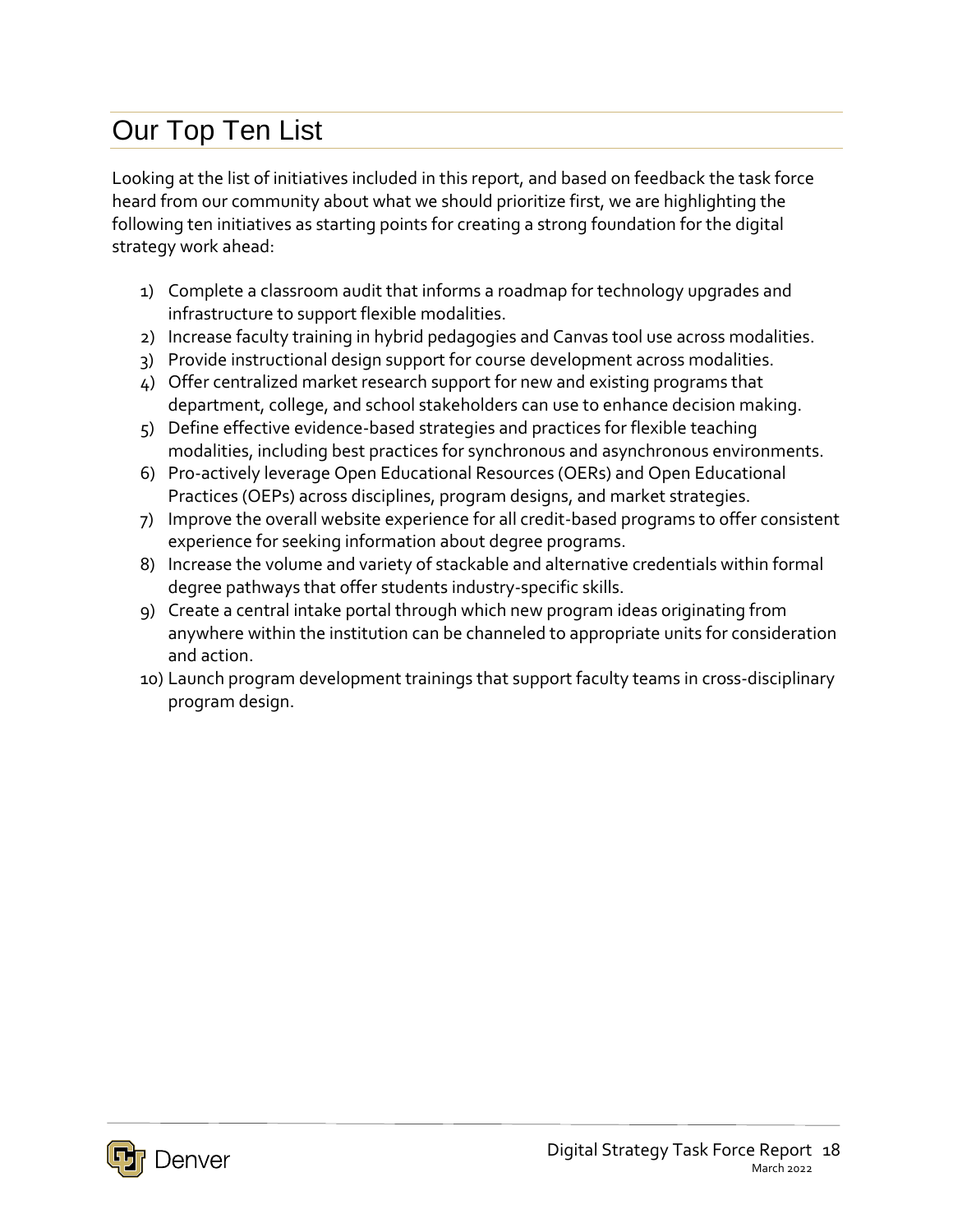# Our Top Ten List

Looking at the list of initiatives included in this report, and based on feedback the task force heard from our community about what we should prioritize first, we are highlighting the following ten initiatives as starting points for creating a strong foundation for the digital strategy work ahead:

1) Complete a classroom audit that informs a roadmap for technology upgrades and infrastructure to support flexible modalities.
2) Increase faculty training in hybrid pedagogies and Canvas tool use across modalities.
3) Provide instructional design support for course development across modalities.
4) Offer centralized market research support for new and existing programs that department, college, and school stakeholders can use to enhance decision making.
5) Define effective evidence-based strategies and practices for flexible teaching modalities, including best practices for synchronous and asynchronous environments.
6) Pro-actively leverage Open Educational Resources (OERs) and Open Educational Practices (OEPs) across disciplines, program designs, and market strategies.
7) Improve the overall website experience for all credit-based programs to offer consistent experience for seeking information about degree programs.
8) Increase the volume and variety of stackable and alternative credentials within formal degree pathways that offer students industry-specific skills.
9) Create a central intake portal through which new program ideas originating from anywhere within the institution can be channeled to appropriate units for consideration and action.
10) Launch program development trainings that support faculty teams in cross-disciplinary program design.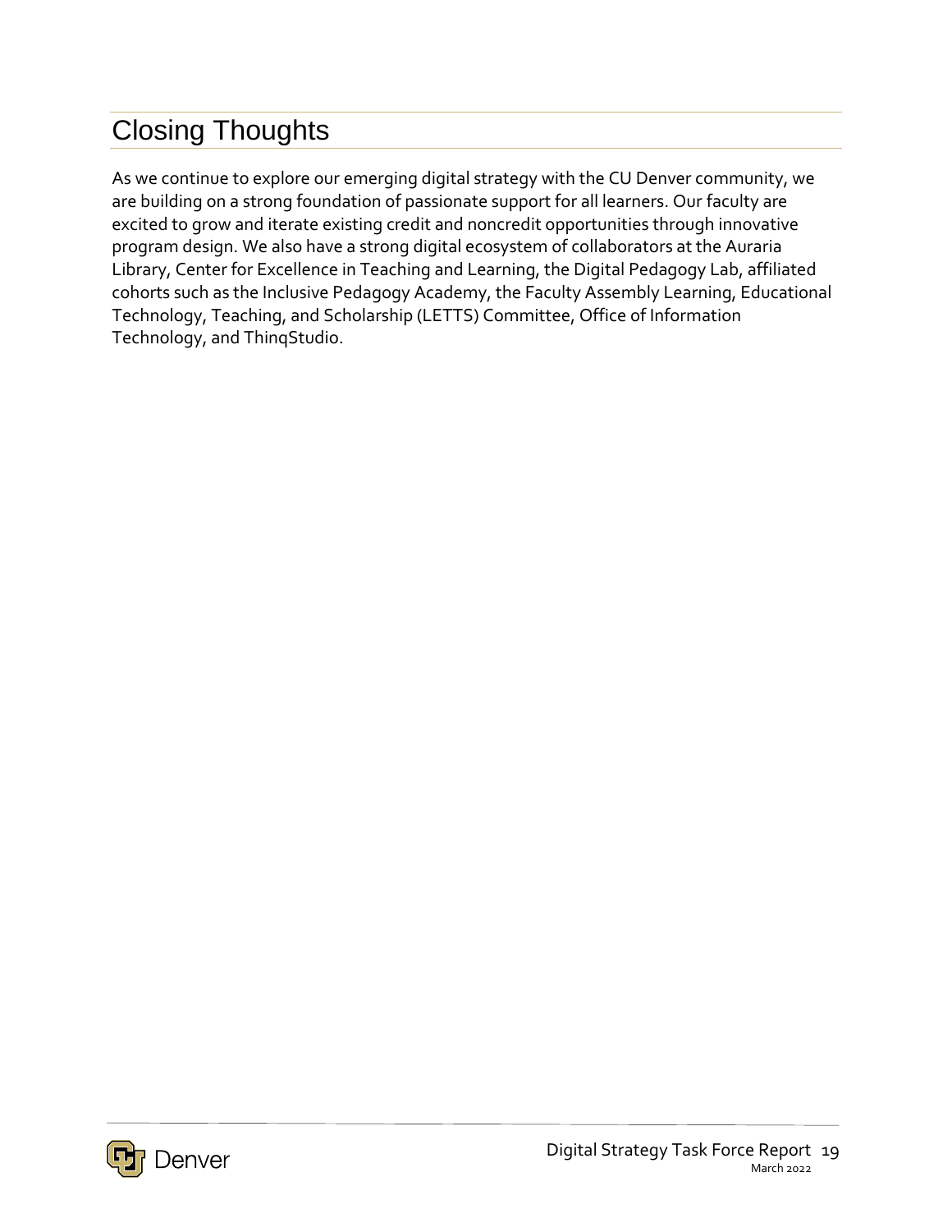# Closing Thoughts

As we continue to explore our emerging digital strategy with the CU Denver community, we are building on a strong foundation of passionate support for all learners. Our faculty are excited to grow and iterate existing credit and noncredit opportunities through innovative program design. We also have a strong digital ecosystem of collaborators at the Auraria Library, Center for Excellence in Teaching and Learning, the Digital Pedagogy Lab, affiliated cohorts such as the Inclusive Pedagogy Academy, the Faculty Assembly Learning, Educational Technology, Teaching, and Scholarship (LETTS) Committee, Office of Information Technology, and ThinqStudio.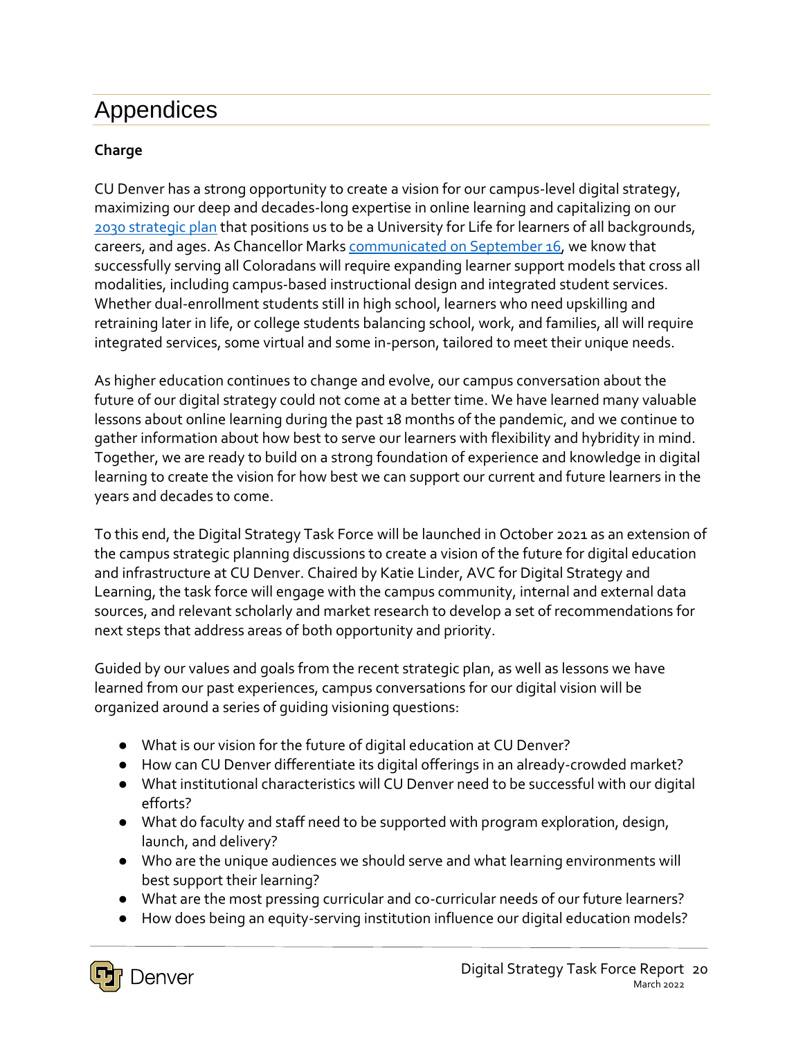# Appendices

**Charge**

CU Denver has a strong opportunity to create a vision for our campus-level digital strategy, maximizing our deep and decades-long expertise in online learning and capitalizing on our [2030 strategic plan](#) that positions us to be a University for Life for learners of all backgrounds, careers, and ages. As Chancellor Marks [communicated on September 16](#), we know that successfully serving all Coloradans will require expanding learner support models that cross all modalities, including campus-based instructional design and integrated student services. Whether dual-enrollment students still in high school, learners who need upskilling and retraining later in life, or college students balancing school, work, and families, all will require integrated services, some virtual and some in-person, tailored to meet their unique needs.

As higher education continues to change and evolve, our campus conversation about the future of our digital strategy could not come at a better time. We have learned many valuable lessons about online learning during the past 18 months of the pandemic, and we continue to gather information about how best to serve our learners with flexibility and hybridity in mind. Together, we are ready to build on a strong foundation of experience and knowledge in digital learning to create the vision for how best we can support our current and future learners in the years and decades to come.

To this end, the Digital Strategy Task Force will be launched in October 2021 as an extension of the campus strategic planning discussions to create a vision of the future for digital education and infrastructure at CU Denver. Chaired by Katie Linder, AVC for Digital Strategy and Learning, the task force will engage with the campus community, internal and external data sources, and relevant scholarly and market research to develop a set of recommendations for next steps that address areas of both opportunity and priority.

Guided by our values and goals from the recent strategic plan, as well as lessons we have learned from our past experiences, campus conversations for our digital vision will be organized around a series of guiding visioning questions:

- What is our vision for the future of digital education at CU Denver?
- How can CU Denver differentiate its digital offerings in an already-crowded market?
- What institutional characteristics will CU Denver need to be successful with our digital efforts?
- What do faculty and staff need to be supported with program exploration, design, launch, and delivery?
- Who are the unique audiences we should serve and what learning environments will best support their learning?
- What are the most pressing curricular and co-curricular needs of our future learners?
- How does being an equity-serving institution influence our digital education models?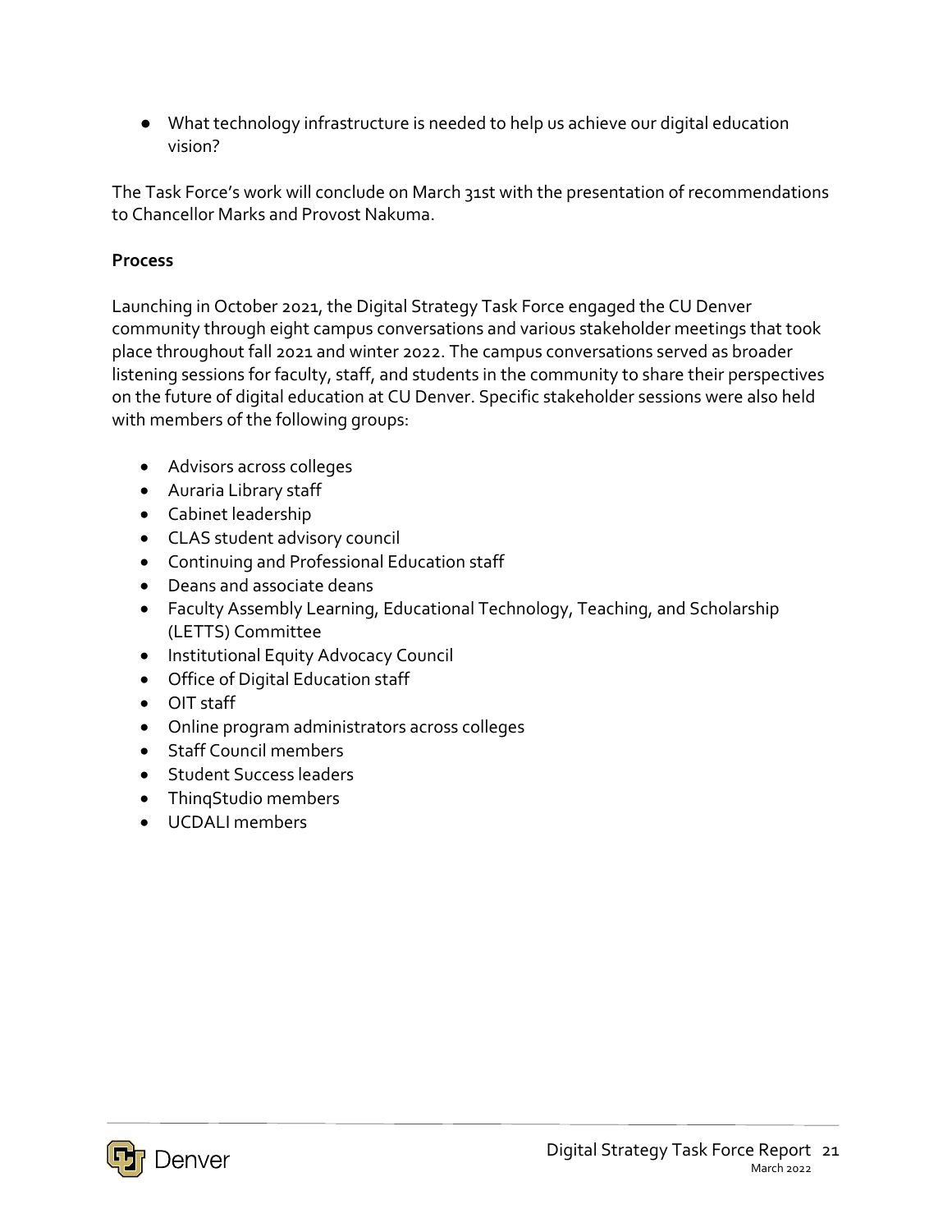- What technology infrastructure is needed to help us achieve our digital education vision?

The Task Force's work will conclude on March 31st with the presentation of recommendations to Chancellor Marks and Provost Nakuma.

**Process**

Launching in October 2021, the Digital Strategy Task Force engaged the CU Denver community through eight campus conversations and various stakeholder meetings that took place throughout fall 2021 and winter 2022. The campus conversations served as broader listening sessions for faculty, staff, and students in the community to share their perspectives on the future of digital education at CU Denver. Specific stakeholder sessions were also held with members of the following groups:

- Advisors across colleges
- Auraria Library staff
- Cabinet leadership
- CLAS student advisory council
- Continuing and Professional Education staff
- Deans and associate deans
- Faculty Assembly Learning, Educational Technology, Teaching, and Scholarship (LETTS) Committee
- Institutional Equity Advocacy Council
- Office of Digital Education staff
- OIT staff
- Online program administrators across colleges
- Staff Council members
- Student Success leaders
- ThinqStudio members
- UCDALI members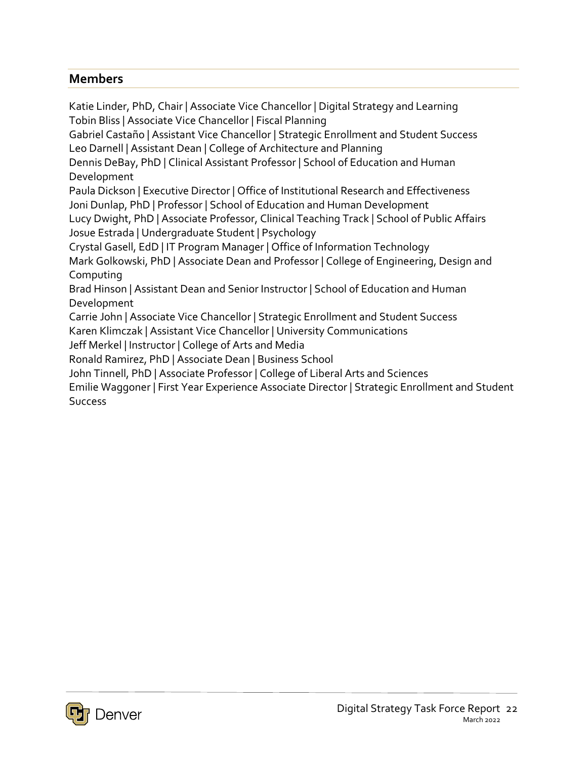## Members

Katie Linder, PhD, Chair | Associate Vice Chancellor | Digital Strategy and Learning
Tobin Bliss | Associate Vice Chancellor | Fiscal Planning
Gabriel Castaño | Assistant Vice Chancellor | Strategic Enrollment and Student Success
Leo Darnell | Assistant Dean | College of Architecture and Planning
Dennis DeBay, PhD | Clinical Assistant Professor | School of Education and Human Development
Paula Dickson | Executive Director | Office of Institutional Research and Effectiveness
Joni Dunlap, PhD | Professor | School of Education and Human Development
Lucy Dwight, PhD | Associate Professor, Clinical Teaching Track | School of Public Affairs
Josue Estrada | Undergraduate Student | Psychology
Crystal Gasell, EdD | IT Program Manager | Office of Information Technology
Mark Golkowski, PhD | Associate Dean and Professor | College of Engineering, Design and Computing
Brad Hinson | Assistant Dean and Senior Instructor | School of Education and Human Development
Carrie John | Associate Vice Chancellor | Strategic Enrollment and Student Success
Karen Klimczak | Assistant Vice Chancellor | University Communications
Jeff Merkel | Instructor | College of Arts and Media
Ronald Ramirez, PhD | Associate Dean | Business School
John Tinnell, PhD | Associate Professor | College of Liberal Arts and Sciences
Emilie Waggoner | First Year Experience Associate Director | Strategic Enrollment and Student Success